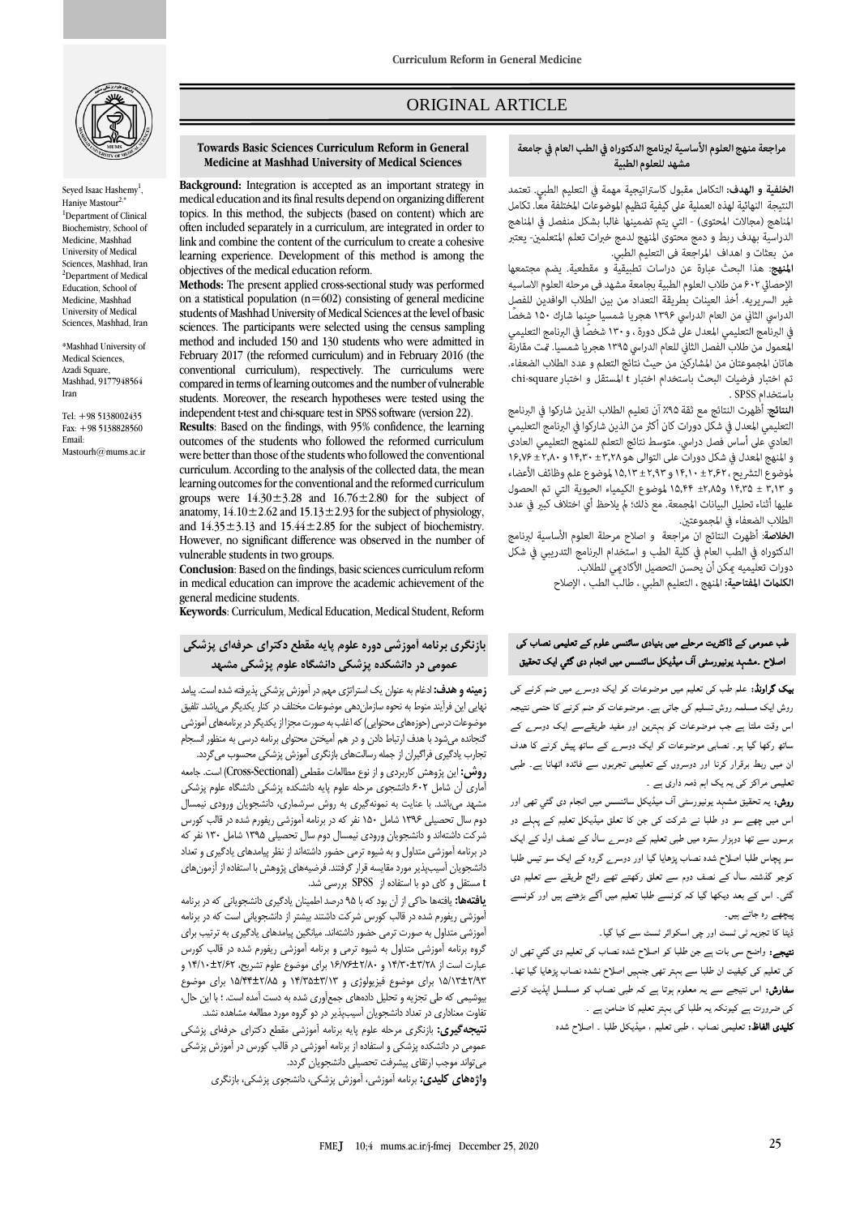# ORIGINAL ARTICLE

## Towards Basic Sciences Curriculum Reform in General Medicine at Mashhad University of Medical Sciences

Seyed Isaac Hashemy[1], Haniye Mastour[2,*]

[1]Department of Clinical Biochemistry, School of Medicine, Mashhad University of Medical Sciences, Mashhad, Iran

[2]Department of Medical Education, School of Medicine, Mashhad University of Medical Sciences, Mashhad, Iran

*Mashhad University of Medical Sciences, Azadi Square, Mashhad, 9177948564 Iran

Tel: +98 5138002435
Fax: +98 5138828560
Email: Mastourh@mums.ac.ir

**Background:** Integration is accepted as an important strategy in medical education and its final results depend on organizing different topics. In this method, the subjects (based on content) which are often included separately in a curriculum, are integrated in order to link and combine the content of the curriculum to create a cohesive learning experience. Development of this method is among the objectives of the medical education reform.

**Methods:** The present applied cross-sectional study was performed on a statistical population (n=602) consisting of general medicine students of Mashhad University of Medical Sciences at the level of basic sciences. The participants were selected using the census sampling method and included 150 and 130 students who were admitted in February 2017 (the reformed curriculum) and in February 2016 (the conventional curriculum), respectively. The curriculums were compared in terms of learning outcomes and the number of vulnerable students. Moreover, the research hypotheses were tested using the independent t-test and chi-square test in SPSS software (version 22).

**Results**: Based on the findings, with 95% confidence, the learning outcomes of the students who followed the reformed curriculum were better than those of the students who followed the conventional curriculum. According to the analysis of the collected data, the mean learning outcomes for the conventional and the reformed curriculum groups were 14.30±3.28 and 16.76±2.80 for the subject of anatomy, 14.10±2.62 and 15.13±2.93 for the subject of physiology, and 14.35±3.13 and 15.44±2.85 for the subject of biochemistry. However, no significant difference was observed in the number of vulnerable students in two groups.

**Conclusion**: Based on the findings, basic sciences curriculum reform in medical education can improve the academic achievement of the general medicine students.

**Keywords**: Curriculum, Medical Education, Medical Student, Reform

## مراجعة منهج العلوم الأساسية لبرنامج الدكتوراه في الطب العام في جامعة مشهد للعلوم الطبية

**الخلفية و الهدف:** التكامل مقبول كاستراتيجية مهمة في التعليم الطبي. تعتمد النتيجة النهائية لهذه العملية على كيفية تنظيم الموضوعات المختلفة معًا. تكامل المناهج (مجالات المحتوى) - التي يتم تضمينها غالبا بشكل منفصل في المناهج الدراسية بهدف ربط و دمج محتوى المنهج لدمج خبرات تعلم المتعلمين- يعتبر من بعثات و اهداف المراجعة في التعليم الطبي.

**المنهج:** هذا البحث عبارة عن دراسات تطبيقية و مقطعية. يضم مجتمعها الإحصائي ٦٠٢ من طلاب العلوم الطبية بجامعة مشهد في مرحلة العلوم الاساسية غير السريريه. أخذ العينات بطريقة التعداد من بين الطلاب الوافدين للفصل الدراسي الثاني من العام الدراسي ١٣٩٦ هجريا شمسيا حينما شارك ١٥٠ شخصًا في البرنامج التعليمي المعدل على شكل دورة ، و ١٣٠ شخصًا في البرنامج التعليمي المعمول من طلاب الفصل الثاني للعام الدراسي ١٣٩٥ هجريا شمسيا. تمت مقارنة هاتان المجموعتان من المشاركين من حيث نتائج التعلم و عدد الطلاب الضعفاء. تم اختبار فرضيات البحث باستخدام اختبار t المستقل و اختبار chi-square باستخدام SPSS .

**النتائج:** أظهرت النتائج مع ثقة ٩٥٪ أن تعليم الطلاب الذين شاركوا في البرنامج التعليمي المعدل في شكل دورات كان أكثر من الذين شاركوا في البرنامج التعليمي العادي على أساس فصل دراسي. متوسط نتائج التعلم للمنهج التعليمي العادى و المنهج المعدل في شكل دورات على التوالي هو٣،٢٨± ١٤،٣٠ و ٢،٨٠ ± ١٦،٧٦ لموضوع التشريح ،٢،٦٢± ١٤،١٠ و ٢،٩٣± ١٥،١٣ لموضوع علم وظائف الأعضاء و ٣،١٣ ± ١٤،٣٥ و٢،٨٥± ١٥،٤٤ لموضوع الكيمياء الحيوية التي تم الحصول عليها أثناء تحليل البيانات المجمعة. مع ذلك؛ لم يلاحظ أي اختلاف كبير في عدد الطلاب الضعفاء في المجموعتين.

**الخلاصة:** أظهرت النتائج ان مراجعة و اصلاح مرحلة العلوم الأساسية لبرنامج الدكتوراه في الطب العام في كلية الطب و استخدام البرنامج التدريبي في شكل دورات تعليميه يمكن أن يحسن التحصيل الأكاديمي للطلاب.

**الكلمات المفتاحية:** المنهج ، التعليم الطبي ، طالب الطب ، الإصلاح

## بازنگری برنامه آموزشی دوره علوم پایه مقطع دکترای حرفه‌ای پزشکی عمومی در دانشکده پزشکی دانشگاه علوم پزشکی مشهد

**زمینه و هدف:** ادغام به عنوان یک استراتژی مهم در آموزش پزشکی پذیرفته شده است. پیامد نهایی این فرآیند منوط به نحوه سازماندهی موضوعات مختلف در کنار یکدیگر می‌باشد. تلفیق موضوعات درسی (حوزه‌های محتوایی) که اغلب به صورت مجزا از یکدیگر در برنامه‌های آموزشی گنجانده می‌شود با هدف ارتباط دادن و در هم آمیختن محتوای برنامه درسی به منظور انسجام تجارب یادگیری فراگیران از جمله رسالت‌های بازنگری آموزش پزشکی محسوب می‌گردد.

**روش:** این پژوهش کاربردی و از نوع مطالعات مقطعی (Cross-Sectional) است. جامعه آماری آن شامل ۶۰۲ دانشجوی مرحله علوم پایه دانشکده پزشکی دانشگاه علوم پزشکی مشهد می‌باشد. با عنایت به نمونه‌گیری به روش سرشماری، دانشجویان ورودی نیمسال دوم سال تحصیلی ۱۳۹۶ شامل ۱۵۰ نفر که در برنامه آموزشی ریفورم شده در قالب کورس شرکت داشته‌اند و دانشجویان ورودی نیمسال دوم سال تحصیلی ۱۳۹۵ شامل ۱۳۰ نفر که در برنامه آموزشی متداول و به شیوه ترمی حضور داشته‌اند از نظر پیامدهای یادگیری و تعداد دانشجویان آسیب‌پذیر مورد مقایسه قرار گرفتند. فرضیه‌های پژوهش با استفاده از آزمون‌های t مستقل و کای دو با استفاده از SPSS بررسی شد.

**یافته‌ها:** یافته‌ها حاکی از آن بود که با ۹۵ درصد اطمینان یادگیری دانشجویانی که در برنامه آموزشی ریفورم شده در قالب کورس شرکت داشتند بیشتر از دانشجویانی است که در برنامه آموزشی متداول به صورت ترمی حضور داشته‌اند. میانگین پیامدهای یادگیری به ترتیب برای گروه برنامه آموزشی متداول به شیوه ترمی و برنامه آموزشی ریفورم شده در قالب کورس عبارت است از ۱۴/۳۰±۳/۲۸ و ۱۶/۷۶±۲/۸۰ برای موضوع علوم تشریح، ۱۴/۱۰±۲/۶۲ و ۱۵/۱۳±۲/۹۳ برای موضوع فیزیولوژی و ۱۴/۳۵±۳/۱۳ و ۱۵/۴۴±۲/۸۵ برای موضوع بیوشیمی که طی تجزیه و تحلیل داده‌های جمع‌آوری شده به دست آمده است. ؛ با این حال، تفاوت معناداری در تعداد دانشجویان آسیب‌پذیر در دو گروه مورد مطالعه مشاهده نشد.

**نتیجه‌گیری:** بازنگری مرحله علوم پایه برنامه آموزشی مقطع دکترای حرفه‌ای پزشکی عمومی در دانشکده پزشکی و استفاده از برنامه آموزشی در قالب کورس در آموزش پزشکی می‌تواند موجب ارتقای پیشرفت تحصیلی دانشجویان گردد.

**واژه‌های کلیدی:** برنامه آموزشی، آموزش پزشکی، دانشجوی پزشکی، بازنگری

## طب عمومی کے ڈاکٹریٹ مرحلے میں بنیادی سائنسی علوم کے تعلیمی نصاب کی اصلاح ،مشہد یونیورسٹی آف میڈیکل سائنسس میں انجام دی گئي ایک تحقیق

**بیک گراونڈ:** علم طب کی تعلیم میں موضوعات کو ایک دوسرے میں ضم کرنے کی روش ایک مسلمہ روش تسلیم کی جاتی ہے۔ موضوعات کو ضم کرنے کا حتمی نتیجہ اس وقت ملتا ہے جب موضوعات کو بہترین اور مفید طریقے سے ایک دوسرے کے ساتھ رکھا گيا ہو۔ نصابی موضوعات کو ایک دوسرے کے ساتھ پیش کرنے کا ہدف ان میں ربط برقرار کرنا اور دوسروں کے تعلیمی تجربوں سے فائدہ اٹھانا ہے۔ طبی تعلیمی مراکز کی یہ ایک اہم ذمہ داری ہے ۔

**روش:** یہ تحقیق مشہد یونیورسٹی آف میڈیکل سائنسس میں انجام دی گئي تھی اور اس میں چھے سو دو طلبا نے شرکت کی جن کا تعلق میڈیکل تعلیم کے پہلے دو برسوں سے تھا دوہزار سترہ میں طبی تعلیم کے دوسرے سال کے نصف اول کے ایک سو پچاس طلبا اصلاح شدہ نصاب پڑھایا گيا اور دوسرے گروہ کے ایک سو تیس طلبا کوجو گذشتہ سال کے نصف دوم سے تعلق رکھتے تھے رائج طریقے سے تعلیم دی گئي۔ اس کے بعد دیکھا گيا کہ کونسے طلبا تعلیم میں آگے بڑھتے ہیں اور کونسے پیچھے رہ جاتے ہیں۔

ڈیٹا کا تجزیہ ٹی ٹسٹ اور چی اسکوائر ٹسٹ سے کیا گيا۔

**نتیجے:** واضح سی بات ہے جن طلبا کو اصلاح شدہ نصاب کی تعلیم دی گئي تھی ان کی تعلیم کی کیفیت ان طلبا سے بہتر تھی جنہیں اصلاح نشدہ نصاب پڑھایا گیا تھا۔

**سفارش:** اس نتیجے سے یہ معلوم ہوتا ہے کہ طبی نصاب کو مسلسل اپڈیٹ کرنے کی ضرورت ہے کیونکہ یہ طلبا کی بہتر تعلیم کا ضامن ہے ۔

**کلیدی الفاظ:** تعلیمی نصاب ، طبی تعلیم ، میڈیکل طلبا ۔ اصلاح شدہ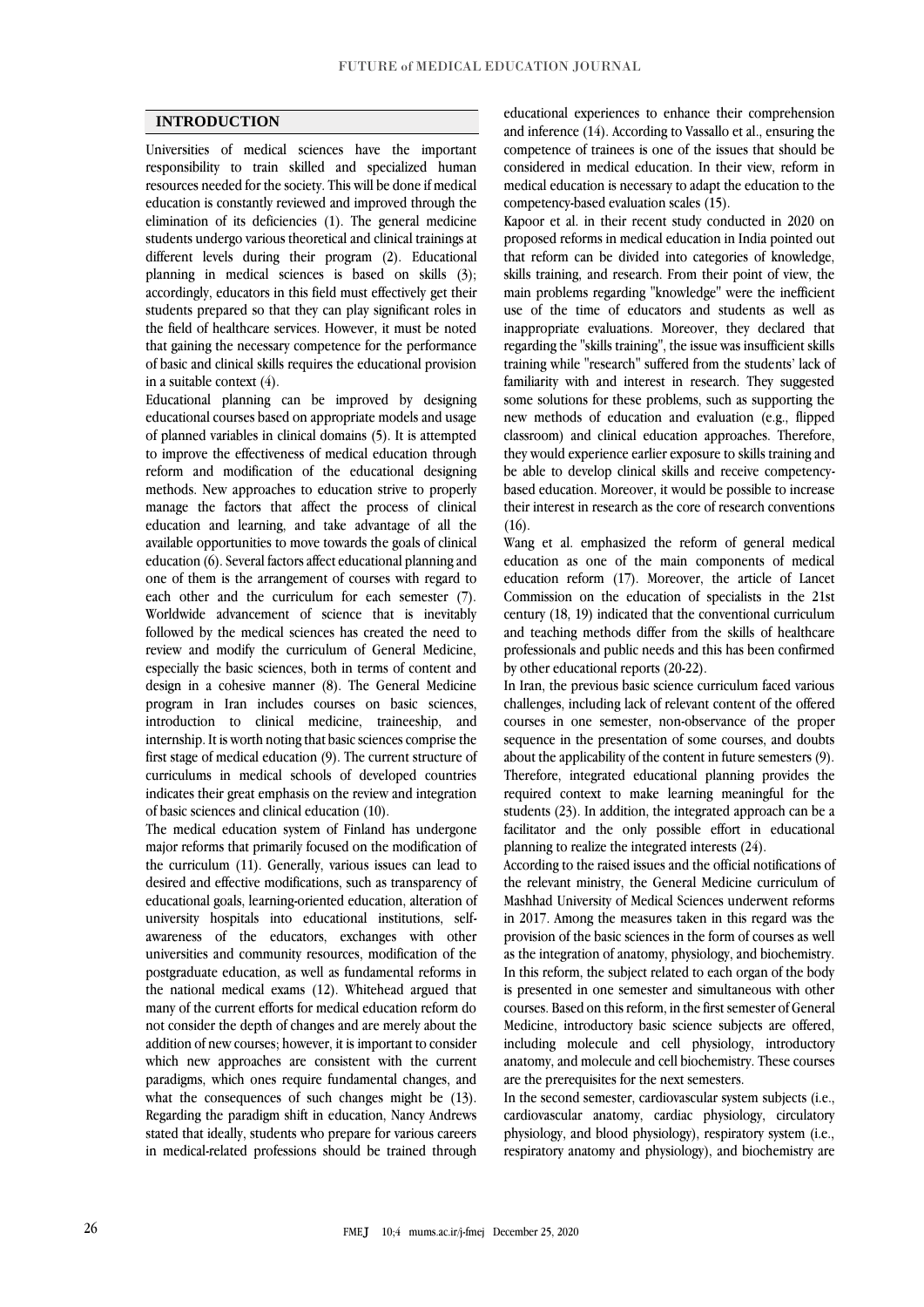## INTRODUCTION

Universities of medical sciences have the important responsibility to train skilled and specialized human resources needed for the society. This will be done if medical education is constantly reviewed and improved through the elimination of its deficiencies (1). The general medicine students undergo various theoretical and clinical trainings at different levels during their program (2). Educational planning in medical sciences is based on skills (3); accordingly, educators in this field must effectively get their students prepared so that they can play significant roles in the field of healthcare services. However, it must be noted that gaining the necessary competence for the performance of basic and clinical skills requires the educational provision in a suitable context (4).

Educational planning can be improved by designing educational courses based on appropriate models and usage of planned variables in clinical domains (5). It is attempted to improve the effectiveness of medical education through reform and modification of the educational designing methods. New approaches to education strive to properly manage the factors that affect the process of clinical education and learning, and take advantage of all the available opportunities to move towards the goals of clinical education (6). Several factors affect educational planning and one of them is the arrangement of courses with regard to each other and the curriculum for each semester (7). Worldwide advancement of science that is inevitably followed by the medical sciences has created the need to review and modify the curriculum of General Medicine, especially the basic sciences, both in terms of content and design in a cohesive manner (8). The General Medicine program in Iran includes courses on basic sciences, introduction to clinical medicine, traineeship, and internship. It is worth noting that basic sciences comprise the first stage of medical education (9). The current structure of curriculums in medical schools of developed countries indicates their great emphasis on the review and integration of basic sciences and clinical education (10).

The medical education system of Finland has undergone major reforms that primarily focused on the modification of the curriculum (11). Generally, various issues can lead to desired and effective modifications, such as transparency of educational goals, learning-oriented education, alteration of university hospitals into educational institutions, self-awareness of the educators, exchanges with other universities and community resources, modification of the postgraduate education, as well as fundamental reforms in the national medical exams (12). Whitehead argued that many of the current efforts for medical education reform do not consider the depth of changes and are merely about the addition of new courses; however, it is important to consider which new approaches are consistent with the current paradigms, which ones require fundamental changes, and what the consequences of such changes might be (13). Regarding the paradigm shift in education, Nancy Andrews stated that ideally, students who prepare for various careers in medical-related professions should be trained through educational experiences to enhance their comprehension and inference (14). According to Vassallo et al., ensuring the competence of trainees is one of the issues that should be considered in medical education. In their view, reform in medical education is necessary to adapt the education to the competency-based evaluation scales (15).

Kapoor et al. in their recent study conducted in 2020 on proposed reforms in medical education in India pointed out that reform can be divided into categories of knowledge, skills training, and research. From their point of view, the main problems regarding "knowledge" were the inefficient use of the time of educators and students as well as inappropriate evaluations. Moreover, they declared that regarding the "skills training", the issue was insufficient skills training while "research" suffered from the students' lack of familiarity with and interest in research. They suggested some solutions for these problems, such as supporting the new methods of education and evaluation (e.g., flipped classroom) and clinical education approaches. Therefore, they would experience earlier exposure to skills training and be able to develop clinical skills and receive competency-based education. Moreover, it would be possible to increase their interest in research as the core of research conventions (16).

Wang et al. emphasized the reform of general medical education as one of the main components of medical education reform (17). Moreover, the article of Lancet Commission on the education of specialists in the 21st century (18, 19) indicated that the conventional curriculum and teaching methods differ from the skills of healthcare professionals and public needs and this has been confirmed by other educational reports (20-22).

In Iran, the previous basic science curriculum faced various challenges, including lack of relevant content of the offered courses in one semester, non-observance of the proper sequence in the presentation of some courses, and doubts about the applicability of the content in future semesters (9). Therefore, integrated educational planning provides the required context to make learning meaningful for the students (23). In addition, the integrated approach can be a facilitator and the only possible effort in educational planning to realize the integrated interests (24).

According to the raised issues and the official notifications of the relevant ministry, the General Medicine curriculum of Mashhad University of Medical Sciences underwent reforms in 2017. Among the measures taken in this regard was the provision of the basic sciences in the form of courses as well as the integration of anatomy, physiology, and biochemistry. In this reform, the subject related to each organ of the body is presented in one semester and simultaneous with other courses. Based on this reform, in the first semester of General Medicine, introductory basic science subjects are offered, including molecule and cell physiology, introductory anatomy, and molecule and cell biochemistry. These courses are the prerequisites for the next semesters.

In the second semester, cardiovascular system subjects (i.e., cardiovascular anatomy, cardiac physiology, circulatory physiology, and blood physiology), respiratory system (i.e., respiratory anatomy and physiology), and biochemistry are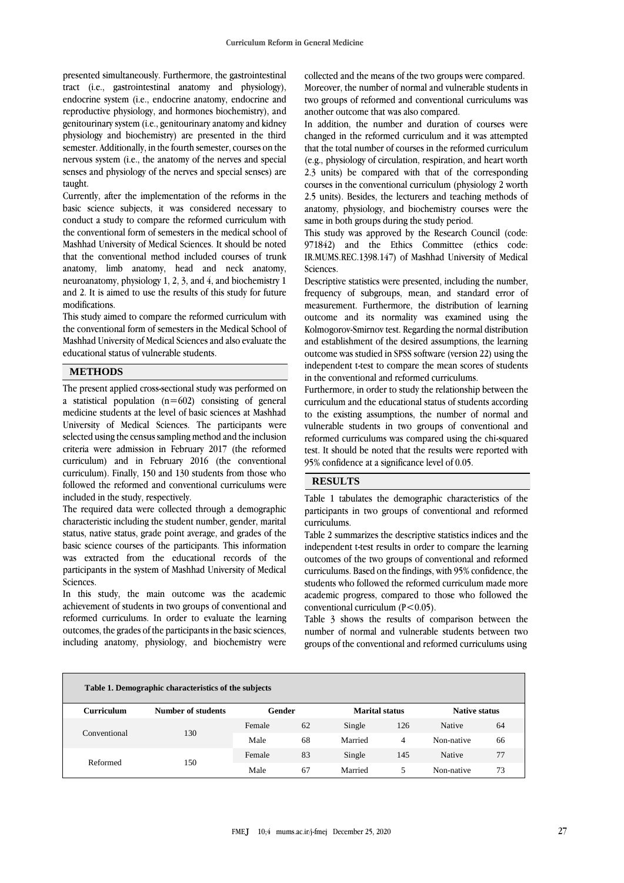presented simultaneously. Furthermore, the gastrointestinal tract (i.e., gastrointestinal anatomy and physiology), endocrine system (i.e., endocrine anatomy, endocrine and reproductive physiology, and hormones biochemistry), and genitourinary system (i.e., genitourinary anatomy and kidney physiology and biochemistry) are presented in the third semester. Additionally, in the fourth semester, courses on the nervous system (i.e., the anatomy of the nerves and special senses and physiology of the nerves and special senses) are taught.

Currently, after the implementation of the reforms in the basic science subjects, it was considered necessary to conduct a study to compare the reformed curriculum with the conventional form of semesters in the medical school of Mashhad University of Medical Sciences. It should be noted that the conventional method included courses of trunk anatomy, limb anatomy, head and neck anatomy, neuroanatomy, physiology 1, 2, 3, and 4, and biochemistry 1 and 2. It is aimed to use the results of this study for future modifications.

This study aimed to compare the reformed curriculum with the conventional form of semesters in the Medical School of Mashhad University of Medical Sciences and also evaluate the educational status of vulnerable students.

## METHODS

The present applied cross-sectional study was performed on a statistical population (n=602) consisting of general medicine students at the level of basic sciences at Mashhad University of Medical Sciences. The participants were selected using the census sampling method and the inclusion criteria were admission in February 2017 (the reformed curriculum) and in February 2016 (the conventional curriculum). Finally, 150 and 130 students from those who followed the reformed and conventional curriculums were included in the study, respectively.

The required data were collected through a demographic characteristic including the student number, gender, marital status, native status, grade point average, and grades of the basic science courses of the participants. This information was extracted from the educational records of the participants in the system of Mashhad University of Medical Sciences.

In this study, the main outcome was the academic achievement of students in two groups of conventional and reformed curriculums. In order to evaluate the learning outcomes, the grades of the participants in the basic sciences, including anatomy, physiology, and biochemistry were collected and the means of the two groups were compared. Moreover, the number of normal and vulnerable students in two groups of reformed and conventional curriculums was another outcome that was also compared.

In addition, the number and duration of courses were changed in the reformed curriculum and it was attempted that the total number of courses in the reformed curriculum (e.g., physiology of circulation, respiration, and heart worth 2.3 units) be compared with that of the corresponding courses in the conventional curriculum (physiology 2 worth 2.5 units). Besides, the lecturers and teaching methods of anatomy, physiology, and biochemistry courses were the same in both groups during the study period.

This study was approved by the Research Council (code: 971842) and the Ethics Committee (ethics code: IR.MUMS.REC.1398.147) of Mashhad University of Medical Sciences.

Descriptive statistics were presented, including the number, frequency of subgroups, mean, and standard error of measurement. Furthermore, the distribution of learning outcome and its normality was examined using the Kolmogorov-Smirnov test. Regarding the normal distribution and establishment of the desired assumptions, the learning outcome was studied in SPSS software (version 22) using the independent t-test to compare the mean scores of students in the conventional and reformed curriculums.

Furthermore, in order to study the relationship between the curriculum and the educational status of students according to the existing assumptions, the number of normal and vulnerable students in two groups of conventional and reformed curriculums was compared using the chi-squared test. It should be noted that the results were reported with 95% confidence at a significance level of 0.05.

## RESULTS

Table 1 tabulates the demographic characteristics of the participants in two groups of conventional and reformed curriculums.

Table 2 summarizes the descriptive statistics indices and the independent t-test results in order to compare the learning outcomes of the two groups of conventional and reformed curriculums. Based on the findings, with 95% confidence, the students who followed the reformed curriculum made more academic progress, compared to those who followed the conventional curriculum ($P<0.05$).

Table 3 shows the results of comparison between the number of normal and vulnerable students between two groups of the conventional and reformed curriculums using

**Table 1. Demographic characteristics of the subjects**

| Curriculum | Number of students | Gender | | Marital status | | Native status | |
|---|---|---|---|---|---|---|---|
| Conventional | 130 | Female | 62 | Single | 126 | Native | 64 |
| | | Male | 68 | Married | 4 | Non-native | 66 |
| Reformed | 150 | Female | 83 | Single | 145 | Native | 77 |
| | | Male | 67 | Married | 5 | Non-native | 73 |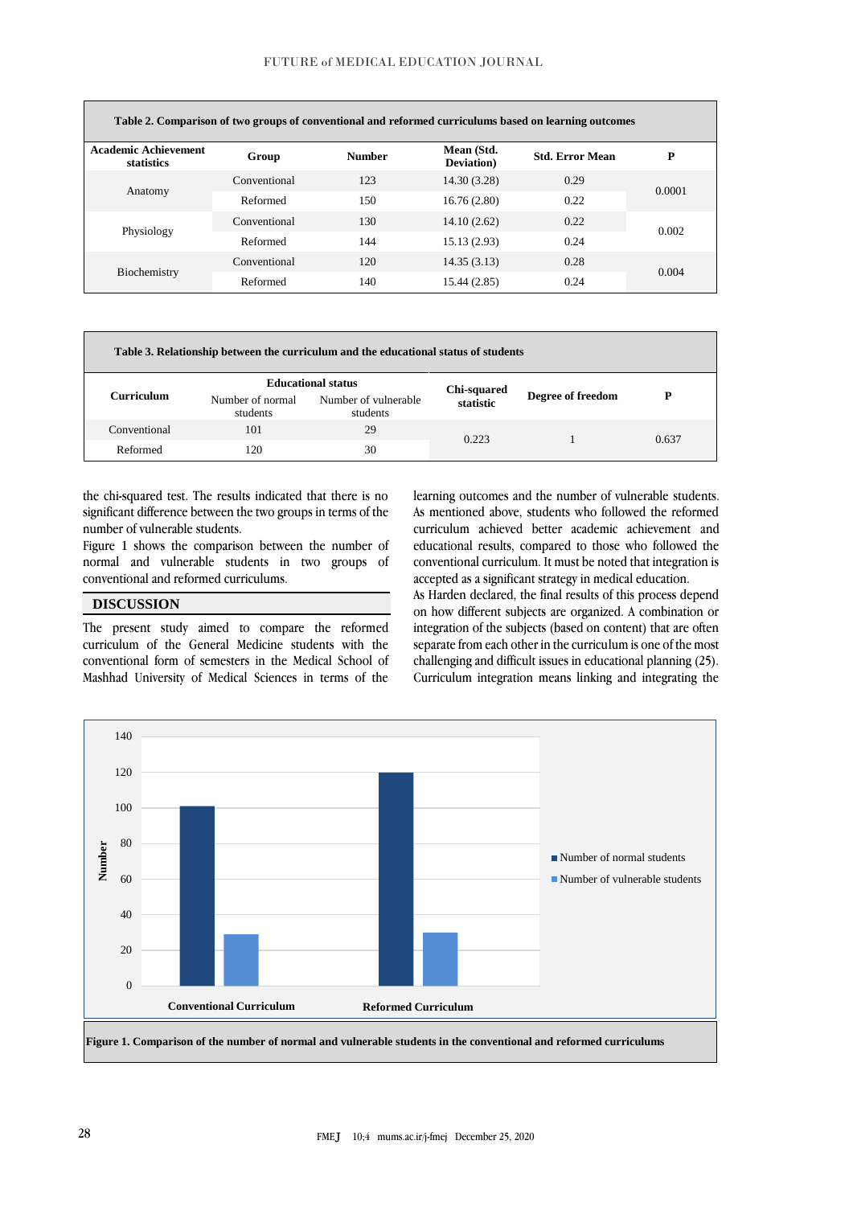**Table 2. Comparison of two groups of conventional and reformed curriculums based on learning outcomes**

| Academic Achievement statistics | Group | Number | Mean (Std. Deviation) | Std. Error Mean | P |
|---|---|---|---|---|---|
| Anatomy | Conventional | 123 | 14.30 (3.28) | 0.29 | 0.0001 |
| | Reformed | 150 | 16.76 (2.80) | 0.22 | |
| Physiology | Conventional | 130 | 14.10 (2.62) | 0.22 | 0.002 |
| | Reformed | 144 | 15.13 (2.93) | 0.24 | |
| Biochemistry | Conventional | 120 | 14.35 (3.13) | 0.28 | 0.004 |
| | Reformed | 140 | 15.44 (2.85) | 0.24 | |

**Table 3. Relationship between the curriculum and the educational status of students**

| Curriculum | Educational status | | Chi-squared statistic | Degree of freedom | P |
|---|---|---|---|---|---|
| | Number of normal students | Number of vulnerable students | | | |
| Conventional | 101 | 29 | 0.223 | 1 | 0.637 |
| Reformed | 120 | 30 | | | |

the chi-squared test. The results indicated that there is no significant difference between the two groups in terms of the number of vulnerable students.

Figure 1 shows the comparison between the number of normal and vulnerable students in two groups of conventional and reformed curriculums.

## DISCUSSION

The present study aimed to compare the reformed curriculum of the General Medicine students with the conventional form of semesters in the Medical School of Mashhad University of Medical Sciences in terms of the learning outcomes and the number of vulnerable students. As mentioned above, students who followed the reformed curriculum achieved better academic achievement and educational results, compared to those who followed the conventional curriculum. It must be noted that integration is accepted as a significant strategy in medical education.

As Harden declared, the final results of this process depend on how different subjects are organized. A combination or integration of the subjects (based on content) that are often separate from each other in the curriculum is one of the most challenging and difficult issues in educational planning (25). Curriculum integration means linking and integrating the

**Figure 1. Comparison of the number of normal and vulnerable students in the conventional and reformed curriculums**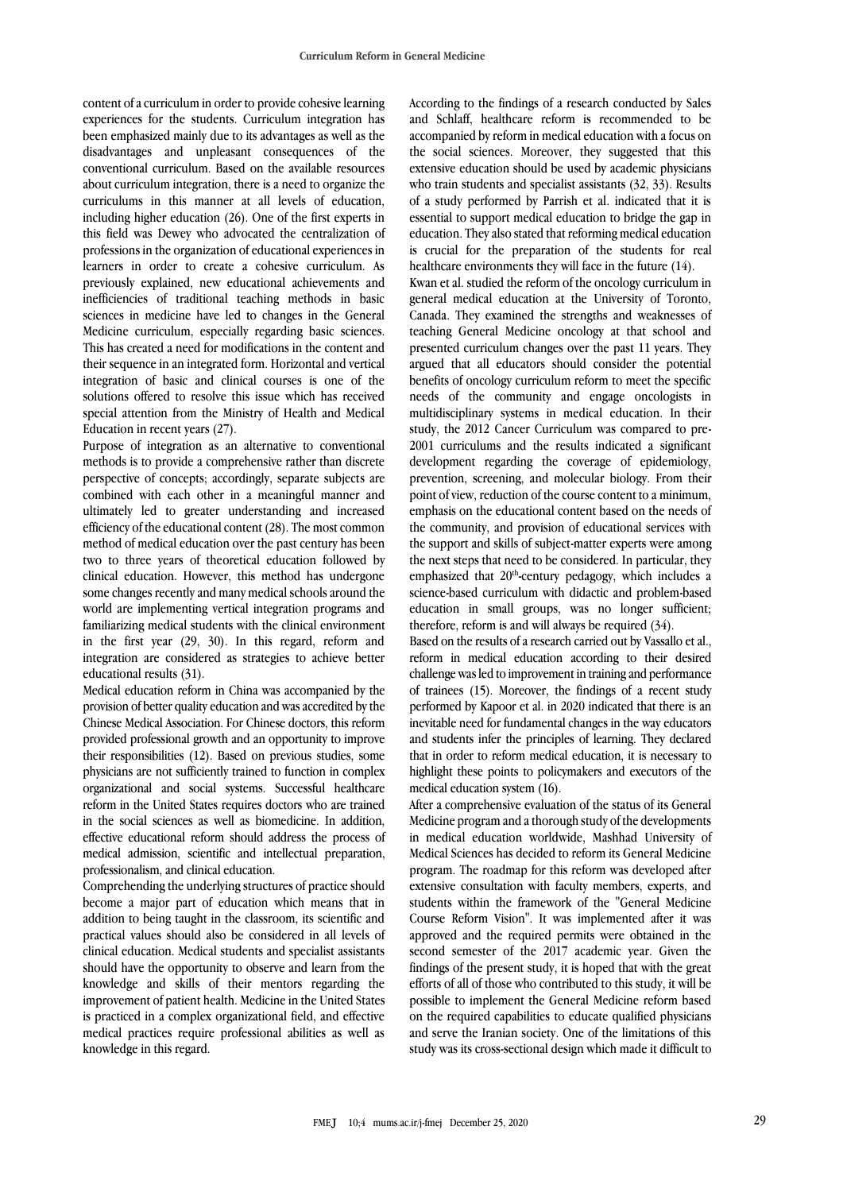content of a curriculum in order to provide cohesive learning experiences for the students. Curriculum integration has been emphasized mainly due to its advantages as well as the disadvantages and unpleasant consequences of the conventional curriculum. Based on the available resources about curriculum integration, there is a need to organize the curriculums in this manner at all levels of education, including higher education (26). One of the first experts in this field was Dewey who advocated the centralization of professions in the organization of educational experiences in learners in order to create a cohesive curriculum. As previously explained, new educational achievements and inefficiencies of traditional teaching methods in basic sciences in medicine have led to changes in the General Medicine curriculum, especially regarding basic sciences. This has created a need for modifications in the content and their sequence in an integrated form. Horizontal and vertical integration of basic and clinical courses is one of the solutions offered to resolve this issue which has received special attention from the Ministry of Health and Medical Education in recent years (27).

Purpose of integration as an alternative to conventional methods is to provide a comprehensive rather than discrete perspective of concepts; accordingly, separate subjects are combined with each other in a meaningful manner and ultimately led to greater understanding and increased efficiency of the educational content (28). The most common method of medical education over the past century has been two to three years of theoretical education followed by clinical education. However, this method has undergone some changes recently and many medical schools around the world are implementing vertical integration programs and familiarizing medical students with the clinical environment in the first year (29, 30). In this regard, reform and integration are considered as strategies to achieve better educational results (31).

Medical education reform in China was accompanied by the provision of better quality education and was accredited by the Chinese Medical Association. For Chinese doctors, this reform provided professional growth and an opportunity to improve their responsibilities (12). Based on previous studies, some physicians are not sufficiently trained to function in complex organizational and social systems. Successful healthcare reform in the United States requires doctors who are trained in the social sciences as well as biomedicine. In addition, effective educational reform should address the process of medical admission, scientific and intellectual preparation, professionalism, and clinical education.

Comprehending the underlying structures of practice should become a major part of education which means that in addition to being taught in the classroom, its scientific and practical values should also be considered in all levels of clinical education. Medical students and specialist assistants should have the opportunity to observe and learn from the knowledge and skills of their mentors regarding the improvement of patient health. Medicine in the United States is practiced in a complex organizational field, and effective medical practices require professional abilities as well as knowledge in this regard.

According to the findings of a research conducted by Sales and Schlaff, healthcare reform is recommended to be accompanied by reform in medical education with a focus on the social sciences. Moreover, they suggested that this extensive education should be used by academic physicians who train students and specialist assistants (32, 33). Results of a study performed by Parrish et al. indicated that it is essential to support medical education to bridge the gap in education. They also stated that reforming medical education is crucial for the preparation of the students for real healthcare environments they will face in the future (14).

Kwan et al. studied the reform of the oncology curriculum in general medical education at the University of Toronto, Canada. They examined the strengths and weaknesses of teaching General Medicine oncology at that school and presented curriculum changes over the past 11 years. They argued that all educators should consider the potential benefits of oncology curriculum reform to meet the specific needs of the community and engage oncologists in multidisciplinary systems in medical education. In their study, the 2012 Cancer Curriculum was compared to pre-2001 curriculums and the results indicated a significant development regarding the coverage of epidemiology, prevention, screening, and molecular biology. From their point of view, reduction of the course content to a minimum, emphasis on the educational content based on the needs of the community, and provision of educational services with the support and skills of subject-matter experts were among the next steps that need to be considered. In particular, they emphasized that 20th-century pedagogy, which includes a science-based curriculum with didactic and problem-based education in small groups, was no longer sufficient; therefore, reform is and will always be required (34).

Based on the results of a research carried out by Vassallo et al., reform in medical education according to their desired challenge was led to improvement in training and performance of trainees (15). Moreover, the findings of a recent study performed by Kapoor et al. in 2020 indicated that there is an inevitable need for fundamental changes in the way educators and students infer the principles of learning. They declared that in order to reform medical education, it is necessary to highlight these points to policymakers and executors of the medical education system (16).

After a comprehensive evaluation of the status of its General Medicine program and a thorough study of the developments in medical education worldwide, Mashhad University of Medical Sciences has decided to reform its General Medicine program. The roadmap for this reform was developed after extensive consultation with faculty members, experts, and students within the framework of the "General Medicine Course Reform Vision". It was implemented after it was approved and the required permits were obtained in the second semester of the 2017 academic year. Given the findings of the present study, it is hoped that with the great efforts of all of those who contributed to this study, it will be possible to implement the General Medicine reform based on the required capabilities to educate qualified physicians and serve the Iranian society. One of the limitations of this study was its cross-sectional design which made it difficult to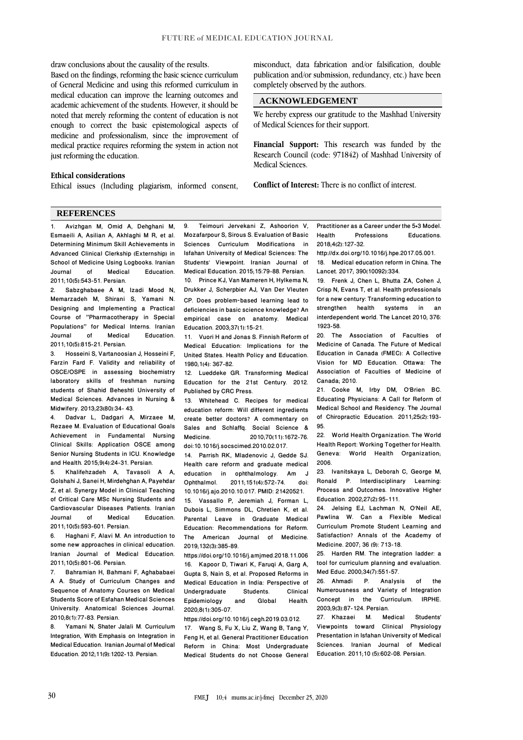draw conclusions about the causality of the results.

Based on the findings, reforming the basic science curriculum of General Medicine and using this reformed curriculum in medical education can improve the learning outcomes and academic achievement of the students. However, it should be noted that merely reforming the content of education is not enough to correct the basic epistemological aspects of medicine and professionalism, since the improvement of medical practice requires reforming the system in action not just reforming the education.

### Ethical considerations

Ethical issues (Including plagiarism, informed consent, misconduct, data fabrication and/or falsification, double publication and/or submission, redundancy, etc.) have been completely observed by the authors.

## ACKNOWLEDGEMENT

We hereby express our gratitude to the Mashhad University of Medical Sciences for their support.

**Financial Support:** This research was funded by the Research Council (code: 971842) of Mashhad University of Medical Sciences.

**Conflict of Interest:** There is no conflict of interest.

## REFERENCES

1. Avizhgan M, Omid A, Dehghani M, Esmaeili A, Asilian A, Akhlaghi M R, et al. Determining Minimum Skill Achievements in Advanced Clinical Clerkship (Externship) in School of Medicine Using Logbooks. Iranian Journal of Medical Education. 2011;10(5):543-51. Persian.
2. Sabzghabaee A M, Izadi Mood N, Memarzadeh M, Shirani S, Yamani N. Designing and Implementing a Practical Course of "Pharmacotherapy in Special Populations" for Medical Interns. Iranian Journal of Medical Education. 2011;10(5):815-21. Persian.
3. Hosseini S, Vartanoosian J, Hosseini F, Farzin Fard F. Validity and reliability of OSCE/OSPE in assessing biochemistry laboratory skills of freshman nursing students of Shahid Beheshti University of Medical Sciences. Advances in Nursing & Midwifery. 2013;23(80):34- 43.
4. Dadvar L, Dadgari A, Mirzaee M, Rezaee M. Evaluation of Educational Goals Achievement in Fundamental Nursing Clinical Skills: Application OSCE among Senior Nursing Students in ICU. Knowledge and Health. 2015;9(4):24-31. Persian.
5. Khalifehzadeh A, Tavasoli A A, Golshahi J, Sanei H, Mirdehghan A, Payehdar Z, et al. Synergy Model in Clinical Teaching of Critical Care MSc Nursing Students and Cardiovascular Diseases Patients. Iranian Journal of Medical Education. 2011;10(5):593-601. Persian.
6. Haghani F, Alavi M. An introduction to some new approaches in clinical education. Iranian Journal of Medical Education. 2011;10(5):801-06. Persian.
7. Bahramian H, Bahmani F, Aghababaei A A. Study of Curriculum Changes and Sequence of Anatomy Courses on Medical Students Score of Esfahan Medical Sciences University. Anatomical Sciences Journal. 2010;8(1):77-83. Persian.
8. Yamani N, Shater Jalali M. Curriculum Integration, With Emphasis on Integration in Medical Education. Iranian Journal of Medical Education. 2012;11(9):1202-13. Persian.
9. Teimouri Jervekani Z, Ashoorion V, Mozafarpour S, Sirous S. Evaluation of Basic Sciences Curriculum Modifications in Isfahan University of Medical Sciences: The Students' Viewpoint. Iranian Journal of Medical Education. 2015;15:79-88. Persian.
10. Prince KJ, Van Mameren H, Hylkema N, Drukker J, Scherpbier AJ, Van Der Vleuten CP. Does problem-based learning lead to deficiencies in basic science knowledge? An empirical case on anatomy. Medical Education. 2003;37(1):15-21.
11. Vuori H and Jonas S. Finnish Reform of Medical Education: Implications for the United States. Health Policy and Education. 1980;1(4): 367-82.
12. Lueddeke GR. Transforming Medical Education for the 21st Century. 2012. Published by CRC Press.
13. Whitehead C. Recipes for medical education reform: Will different ingredients create better doctors? A commentary on Sales and Schlaffq. Social Science & Medicine. 2010;70(11):1672-76. doi:10.1016/j.socscimed.2010.02.017.
14. Parrish RK, Mladenovic J, Gedde SJ. Health care reform and graduate medical education in ophthalmology. Am J Ophthalmol. 2011;151(4):572-74. doi: 10.1016/j.ajo.2010.10.017. PMID: 21420521.
15. Vassallo P, Jeremiah J, Forman L, Dubois L, Simmons DL, Chretien K, et al. Parental Leave in Graduate Medical Education: Recommendations for Reform. The American Journal of Medicine. 2019;132(3):385-89. https://doi.org/10.1016/j.amjmed.2018.11.006
16. Kapoor D, Tiwari K, Faruqi A, Garg A, Gupta S, Nain S, et al. Proposed Reforms in Medical Education in India: Perspective of Undergraduate Students. Clinical Epidemiology and Global Health. 2020;8(1):305-07. https://doi.org/10.1016/j.cegh.2019.03.012.
17. Wang S, Fu X, Liu Z, Wang B, Tang Y, Feng H, et al. General Practitioner Education Reform in China: Most Undergraduate Medical Students do not Choose General Practitioner as a Career under the 5+3 Model. Health Professions Educations. 2018;4(2):127-32. http://dx.doi.org/10.1016/j.hpe.2017.05.001.
18. Medical education reform in China. The Lancet. 2017; 390(10092):334.
19. Frenk J, Chen L, Bhutta ZA, Cohen J, Crisp N, Evans T, et al. Health professionals for a new century: Transforming education to strengthen health systems in an interdependent world. The Lancet 2010; 376: 1923-58.
20. The Association of Faculties of Medicine of Canada. The Future of Medical Education in Canada (FMEC): A Collective Vision for MD Education. Ottawa: The Association of Faculties of Medicine of Canada; 2010.
21. Cooke M, Irby DM, O'Brien BC. Educating Physicians: A Call for Reform of Medical School and Residency. The Journal of Chiropractic Education. 2011;25(2):193-95.
22. World Health Organization. The World Health Report: Working Together for Health. Geneva: World Health Organization; 2006.
23. Ivanitskaya L, Deborah C, George M, Ronald P. Interdisciplinary Learning: Process and Outcomes. Innovative Higher Education. 2002;27(2):95-111.
24. Jelsing EJ, Lachman N, O'Neil AE, Pawlina W. Can a Flexible Medical Curriculum Promote Student Learning and Satisfaction? Annals of the Academy of Medicine. 2007; 36 (9): 713-18.
25. Harden RM. The integration ladder: a tool for curriculum planning and evaluation. Med Educ. 2000;34(7):551-57.
26. Ahmadi P. Analysis of the Numerousness and Variety of Integration Concept in the Curriculum. IRPHE. 2003;9(3):87-124. Persian.
27. Khazaei M. Medical Students' Viewpoints toward Clinical Physiology Presentation in Isfahan University of Medical Sciences. Iranian Journal of Medical Education. 2011;10 (5):602-08. Persian.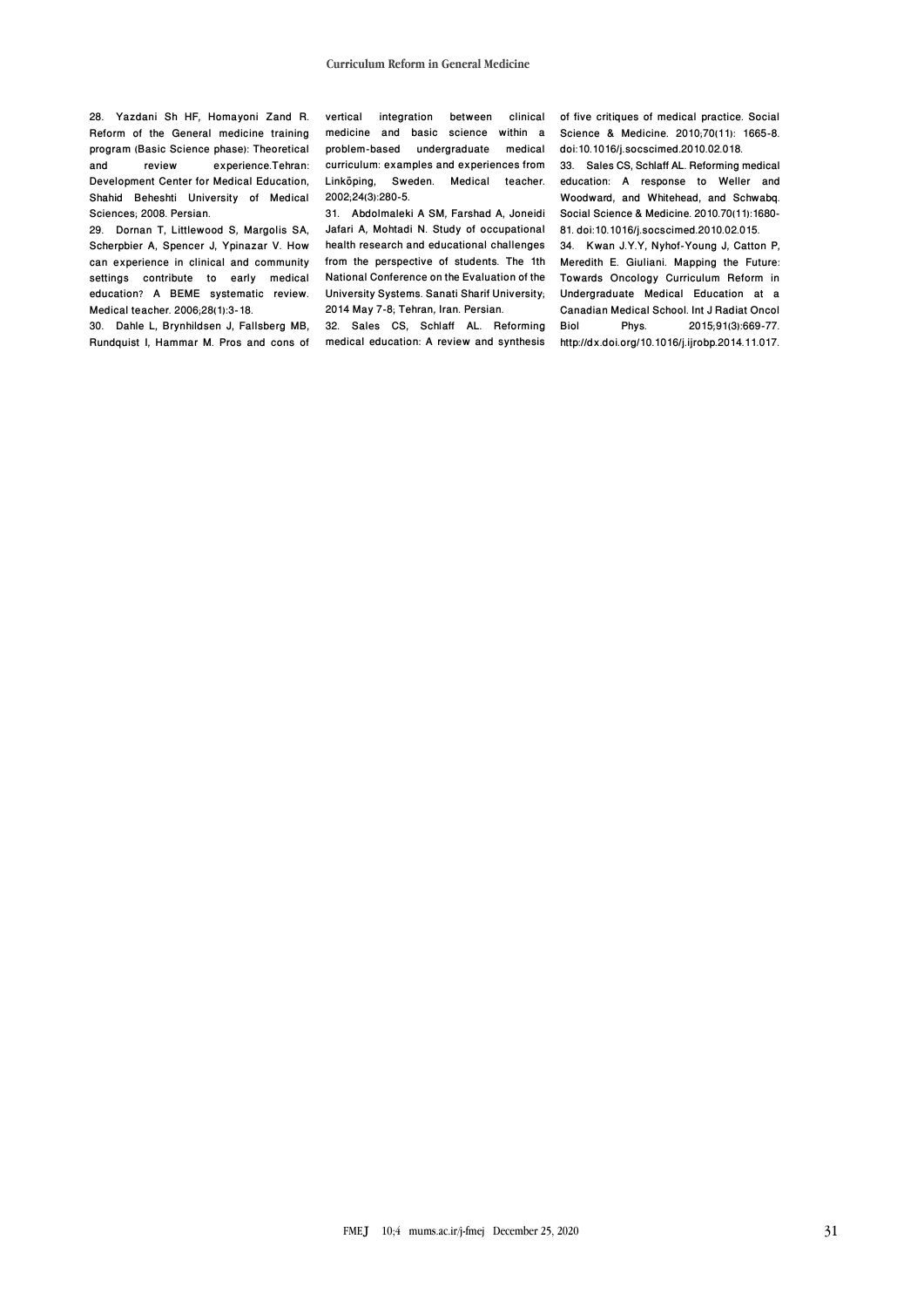28. Yazdani Sh HF, Homayoni Zand R. Reform of the General medicine training program (Basic Science phase): Theoretical and review experience.Tehran: Development Center for Medical Education, Shahid Beheshti University of Medical Sciences; 2008. Persian.

29. Dornan T, Littlewood S, Margolis SA, Scherpbier A, Spencer J, Ypinazar V. How can experience in clinical and community settings contribute to early medical education? A BEME systematic review. Medical teacher. 2006;28(1):3-18.

30. Dahle L, Brynhildsen J, Fallsberg MB, Rundquist I, Hammar M. Pros and cons of vertical integration between clinical medicine and basic science within a problem-based undergraduate medical curriculum: examples and experiences from Linköping, Sweden. Medical teacher. 2002;24(3):280-5.

31. Abdolmaleki A SM, Farshad A, Joneidi Jafari A, Mohtadi N. Study of occupational health research and educational challenges from the perspective of students. The 1th National Conference on the Evaluation of the University Systems. Sanati Sharif University; 2014 May 7-8; Tehran, Iran. Persian.

32. Sales CS, Schlaff AL. Reforming medical education: A review and synthesis of five critiques of medical practice. Social Science & Medicine. 2010;70(11): 1665-8. doi:10.1016/j.socscimed.2010.02.018.

33. Sales CS, Schlaff AL. Reforming medical education: A response to Weller and Woodward, and Whitehead, and Schwabq. Social Science & Medicine. 2010.70(11):1680-81. doi:10.1016/j.socscimed.2010.02.015.

34. Kwan J.Y.Y, Nyhof-Young J, Catton P, Meredith E. Giuliani. Mapping the Future: Towards Oncology Curriculum Reform in Undergraduate Medical Education at a Canadian Medical School. Int J Radiat Oncol Biol Phys. 2015;91(3):669-77. http://dx.doi.org/10.1016/j.ijrobp.2014.11.017.